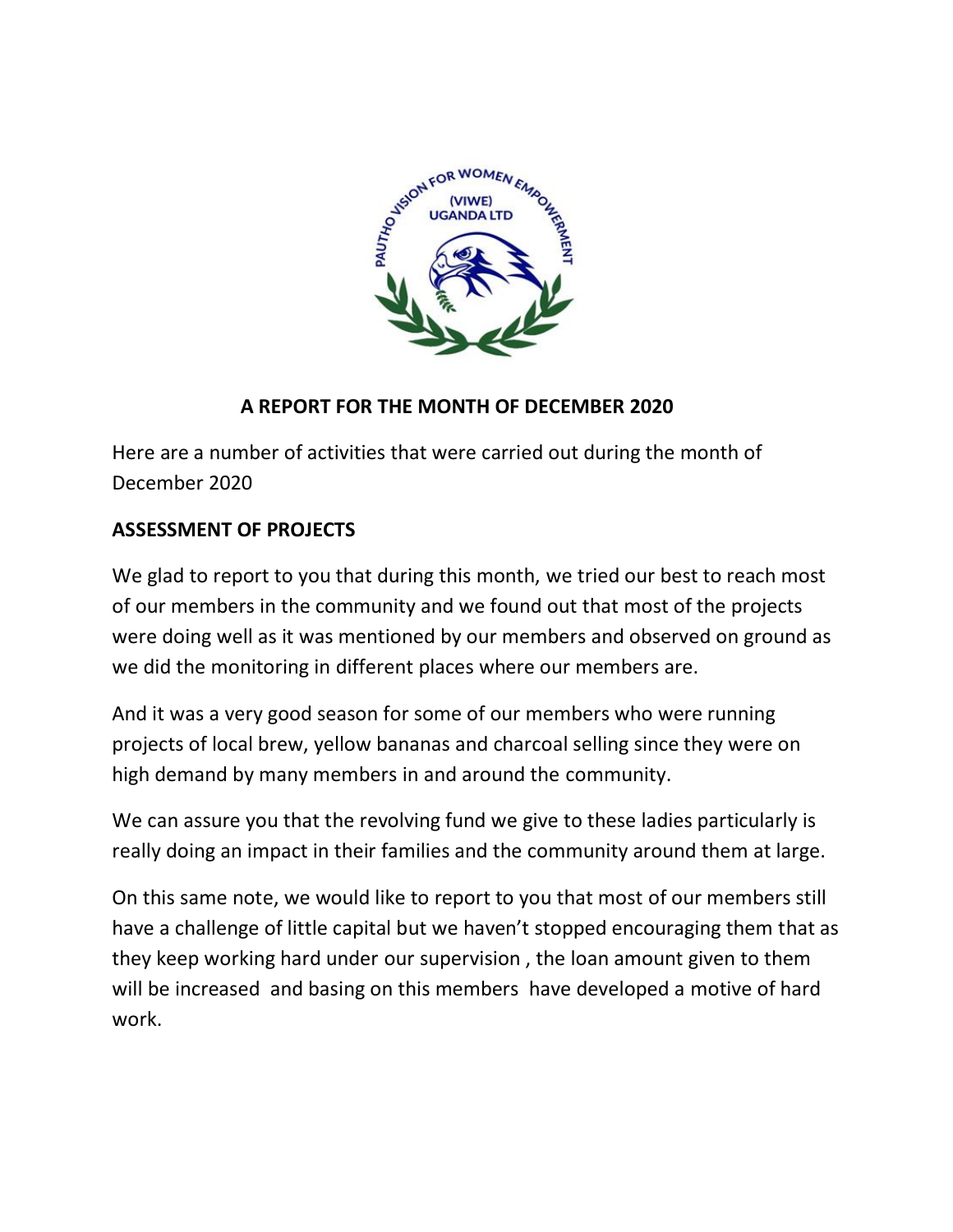# A REPORT FOR THE MONTH OF DECEMBER 2020

Here are a number of activities that were carried out during the month of December 2020

## ASSESSMENT OF PROJECTS

We glad to report to you that during this month, we tried our best to reach most of our members in the community and we found out that most of the projects were doing well as it was mentioned by our members and observed on ground as we did the monitoring in different places where our members are.

And it was a very good season for some of our members who were running projects of local brew, yellow bananas and charcoal selling since they were on high demand by many members in and around the community.

We can assure you that the revolving fund we give to these ladies particularly is really doing an impact in their families and the community around them at large.

On this same note, we would like to report to you that most of our members still have a challenge of little capital but we haven't stopped encouraging them that as they keep working hard under our supervision , the loan amount given to them will be increased and basing on this members have developed a motive of hard work.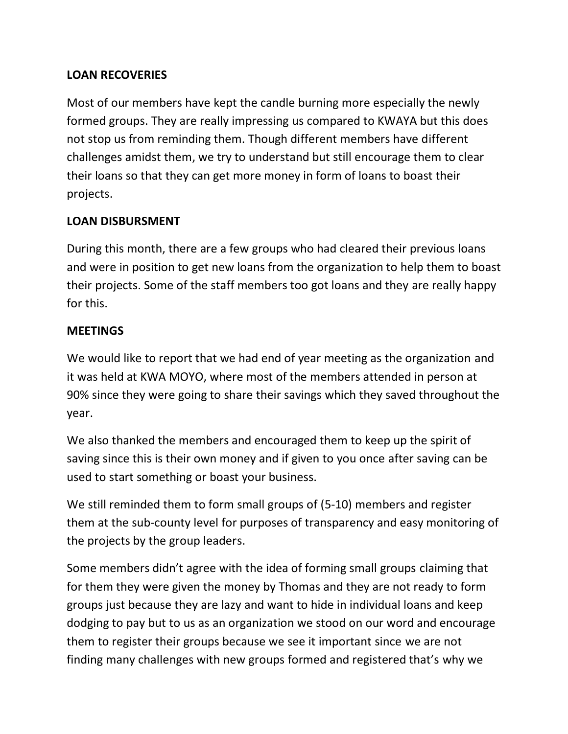**LOAN RECOVERIES**

Most of our members have kept the candle burning more especially the newly formed groups. They are really impressing us compared to KWAYA but this does not stop us from reminding them. Though different members have different challenges amidst them, we try to understand but still encourage them to clear their loans so that they can get more money in form of loans to boast their projects.

**LOAN DISBURSMENT**

During this month, there are a few groups who had cleared their previous loans and were in position to get new loans from the organization to help them to boast their projects. Some of the staff members too got loans and they are really happy for this.

**MEETINGS**

We would like to report that we had end of year meeting as the organization and it was held at KWA MOYO, where most of the members attended in person at 90% since they were going to share their savings which they saved throughout the year.

We also thanked the members and encouraged them to keep up the spirit of saving since this is their own money and if given to you once after saving can be used to start something or boast your business.

We still reminded them to form small groups of (5-10) members and register them at the sub-county level for purposes of transparency and easy monitoring of the projects by the group leaders.

Some members didn't agree with the idea of forming small groups claiming that for them they were given the money by Thomas and they are not ready to form groups just because they are lazy and want to hide in individual loans and keep dodging to pay but to us as an organization we stood on our word and encourage them to register their groups because we see it important since we are not finding many challenges with new groups formed and registered that's why we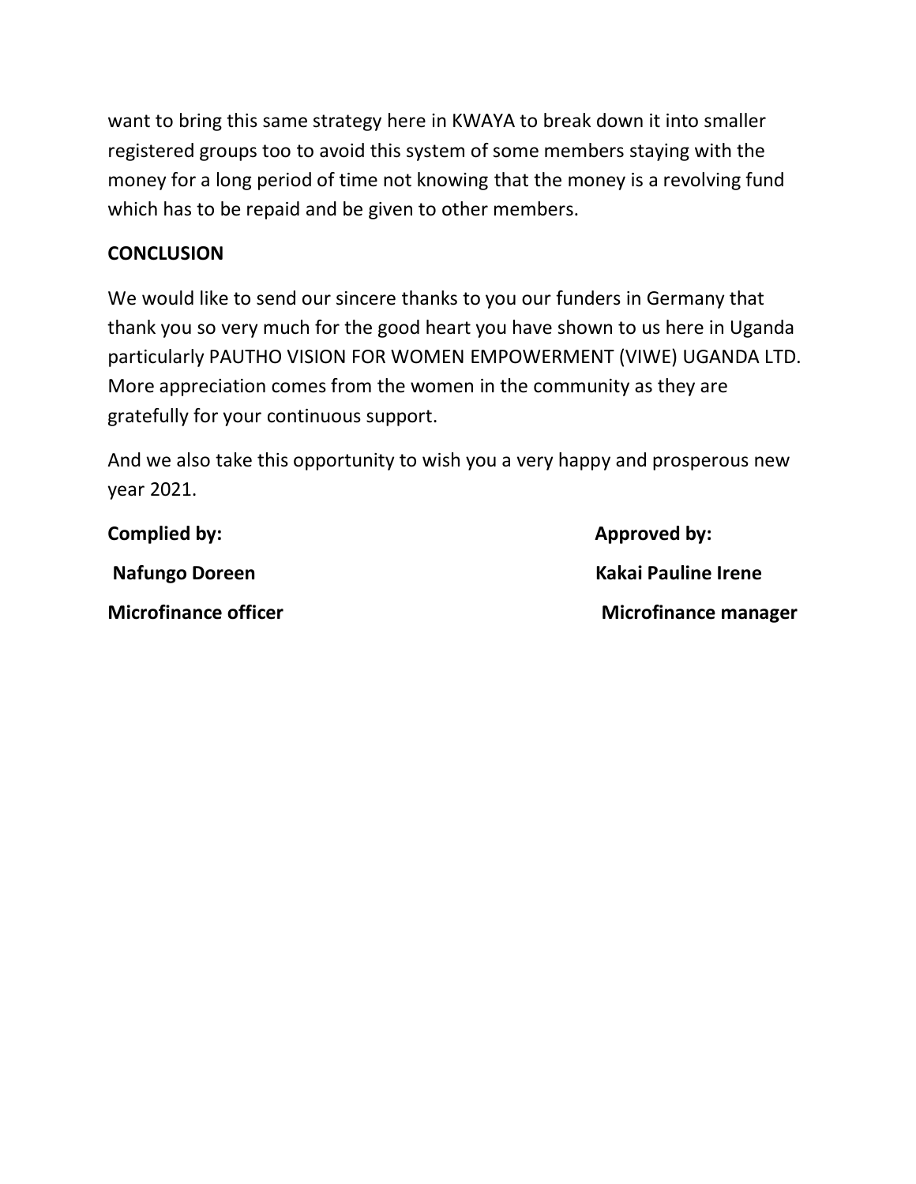want to bring this same strategy here in KWAYA to break down it into smaller registered groups too to avoid this system of some members staying with the money for a long period of time not knowing that the money is a revolving fund which has to be repaid and be given to other members.

**CONCLUSION**

We would like to send our sincere thanks to you our funders in Germany that thank you so very much for the good heart you have shown to us here in Uganda particularly PAUTHO VISION FOR WOMEN EMPOWERMENT (VIWE) UGANDA LTD. More appreciation comes from the women in the community as they are gratefully for your continuous support.

And we also take this opportunity to wish you a very happy and prosperous new year 2021.

| | |
|---|---|
| **Complied by:** | **Approved by:** |
| **Nafungo Doreen** | **Kakai Pauline Irene** |
| **Microfinance officer** | **Microfinance manager** |